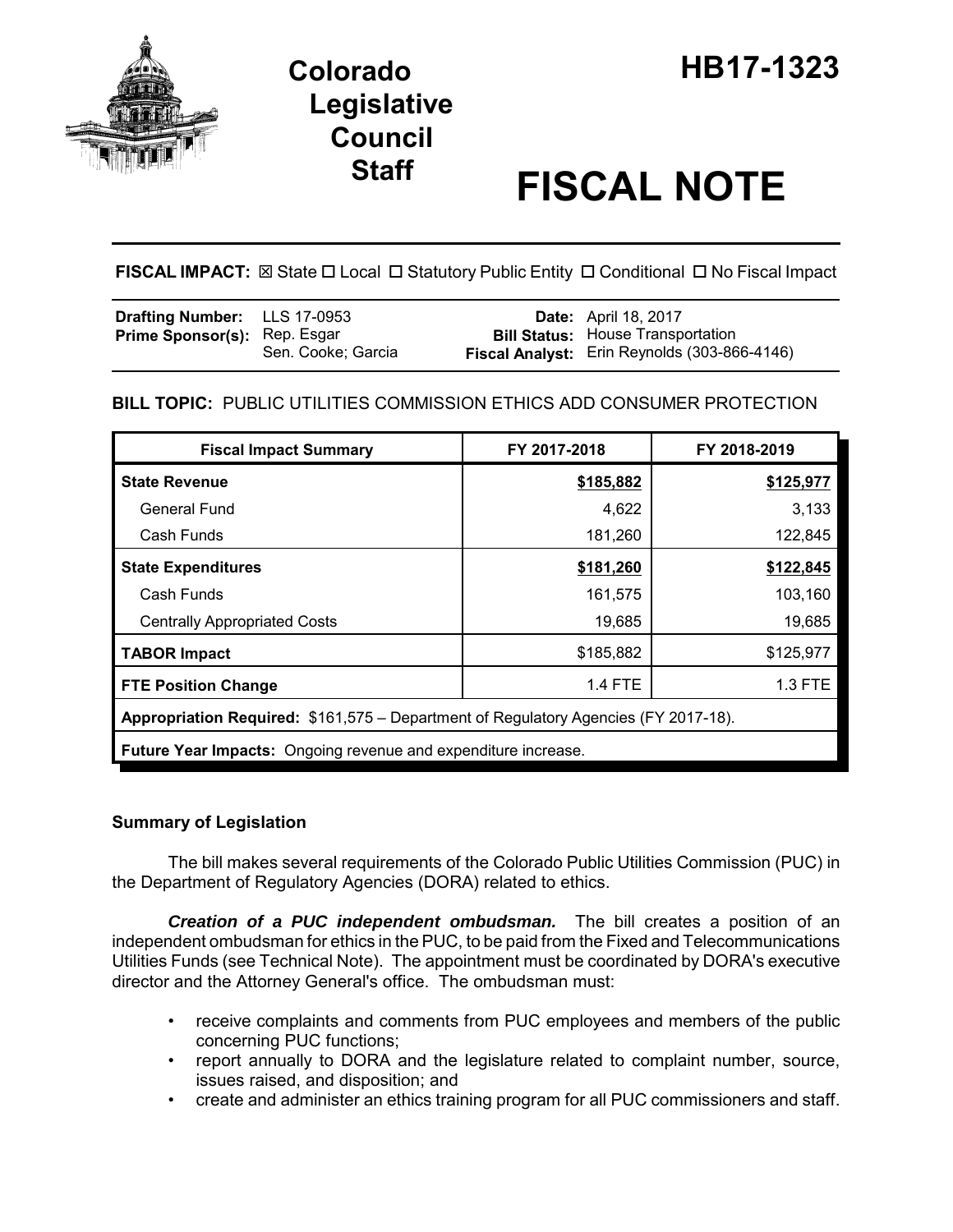# Colorado Legislative Council Staff

# HB17-1323

# FISCAL NOTE

**FISCAL IMPACT:** ☒ State ☐ Local ☐ Statutory Public Entity ☐ Conditional ☐ No Fiscal Impact

| | | | |
|---|---|---|---|
| **Drafting Number:** | LLS 17-0953 | **Date:** | April 18, 2017 |
| **Prime Sponsor(s):** | Rep. Esgar<br>Sen. Cooke; Garcia | **Bill Status:** | House Transportation |
| | | **Fiscal Analyst:** | Erin Reynolds (303-866-4146) |

**BILL TOPIC:** PUBLIC UTILITIES COMMISSION ETHICS ADD CONSUMER PROTECTION

| Fiscal Impact Summary | FY 2017-2018 | FY 2018-2019 |
|---|---|---|
| **State Revenue** | **$185,882** | **$125,977** |
| General Fund | 4,622 | 3,133 |
| Cash Funds | 181,260 | 122,845 |
| **State Expenditures** | **$181,260** | **$122,845** |
| Cash Funds | 161,575 | 103,160 |
| Centrally Appropriated Costs | 19,685 | 19,685 |
| **TABOR Impact** | $185,882 | $125,977 |
| **FTE Position Change** | 1.4 FTE | 1.3 FTE |
| **Appropriation Required:** $161,575 – Department of Regulatory Agencies (FY 2017-18). | | |
| **Future Year Impacts:** Ongoing revenue and expenditure increase. | | |

## Summary of Legislation

The bill makes several requirements of the Colorado Public Utilities Commission (PUC) in the Department of Regulatory Agencies (DORA) related to ethics.

***Creation of a PUC independent ombudsman.*** The bill creates a position of an independent ombudsman for ethics in the PUC, to be paid from the Fixed and Telecommunications Utilities Funds (see Technical Note). The appointment must be coordinated by DORA's executive director and the Attorney General's office. The ombudsman must:

- receive complaints and comments from PUC employees and members of the public concerning PUC functions;
- report annually to DORA and the legislature related to complaint number, source, issues raised, and disposition; and
- create and administer an ethics training program for all PUC commissioners and staff.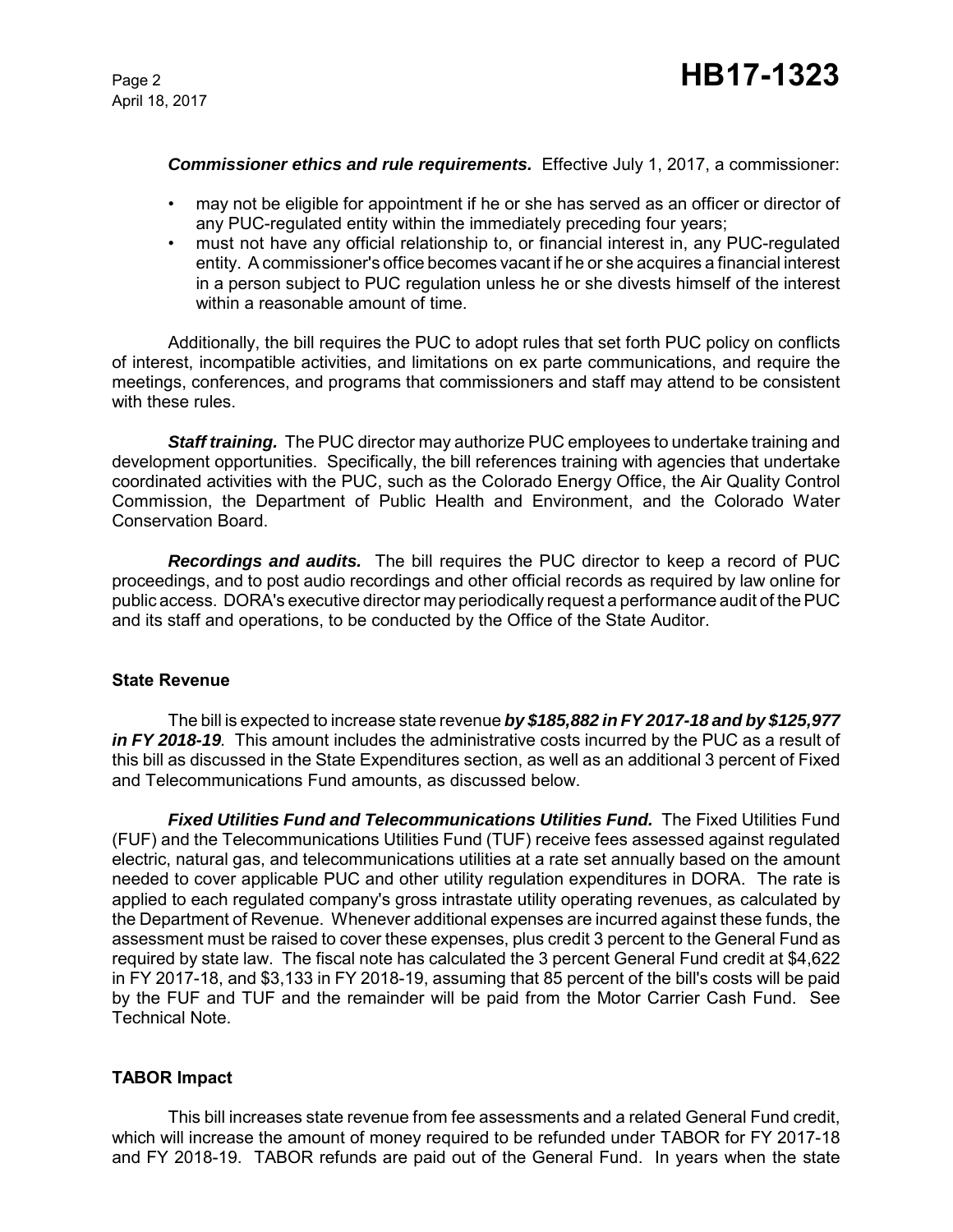***Commissioner ethics and rule requirements.*** Effective July 1, 2017, a commissioner:

- may not be eligible for appointment if he or she has served as an officer or director of any PUC-regulated entity within the immediately preceding four years;
- must not have any official relationship to, or financial interest in, any PUC-regulated entity. A commissioner's office becomes vacant if he or she acquires a financial interest in a person subject to PUC regulation unless he or she divests himself of the interest within a reasonable amount of time.

Additionally, the bill requires the PUC to adopt rules that set forth PUC policy on conflicts of interest, incompatible activities, and limitations on ex parte communications, and require the meetings, conferences, and programs that commissioners and staff may attend to be consistent with these rules.

***Staff training.*** The PUC director may authorize PUC employees to undertake training and development opportunities. Specifically, the bill references training with agencies that undertake coordinated activities with the PUC, such as the Colorado Energy Office, the Air Quality Control Commission, the Department of Public Health and Environment, and the Colorado Water Conservation Board.

***Recordings and audits.*** The bill requires the PUC director to keep a record of PUC proceedings, and to post audio recordings and other official records as required by law online for public access. DORA's executive director may periodically request a performance audit of the PUC and its staff and operations, to be conducted by the Office of the State Auditor.

**State Revenue**

The bill is expected to increase state revenue ***by $185,882 in FY 2017-18 and by $125,977 in FY 2018-19***. This amount includes the administrative costs incurred by the PUC as a result of this bill as discussed in the State Expenditures section, as well as an additional 3 percent of Fixed and Telecommunications Fund amounts, as discussed below.

***Fixed Utilities Fund and Telecommunications Utilities Fund.*** The Fixed Utilities Fund (FUF) and the Telecommunications Utilities Fund (TUF) receive fees assessed against regulated electric, natural gas, and telecommunications utilities at a rate set annually based on the amount needed to cover applicable PUC and other utility regulation expenditures in DORA. The rate is applied to each regulated company's gross intrastate utility operating revenues, as calculated by the Department of Revenue. Whenever additional expenses are incurred against these funds, the assessment must be raised to cover these expenses, plus credit 3 percent to the General Fund as required by state law. The fiscal note has calculated the 3 percent General Fund credit at $4,622 in FY 2017-18, and $3,133 in FY 2018-19, assuming that 85 percent of the bill's costs will be paid by the FUF and TUF and the remainder will be paid from the Motor Carrier Cash Fund. See Technical Note.

**TABOR Impact**

This bill increases state revenue from fee assessments and a related General Fund credit, which will increase the amount of money required to be refunded under TABOR for FY 2017-18 and FY 2018-19. TABOR refunds are paid out of the General Fund. In years when the state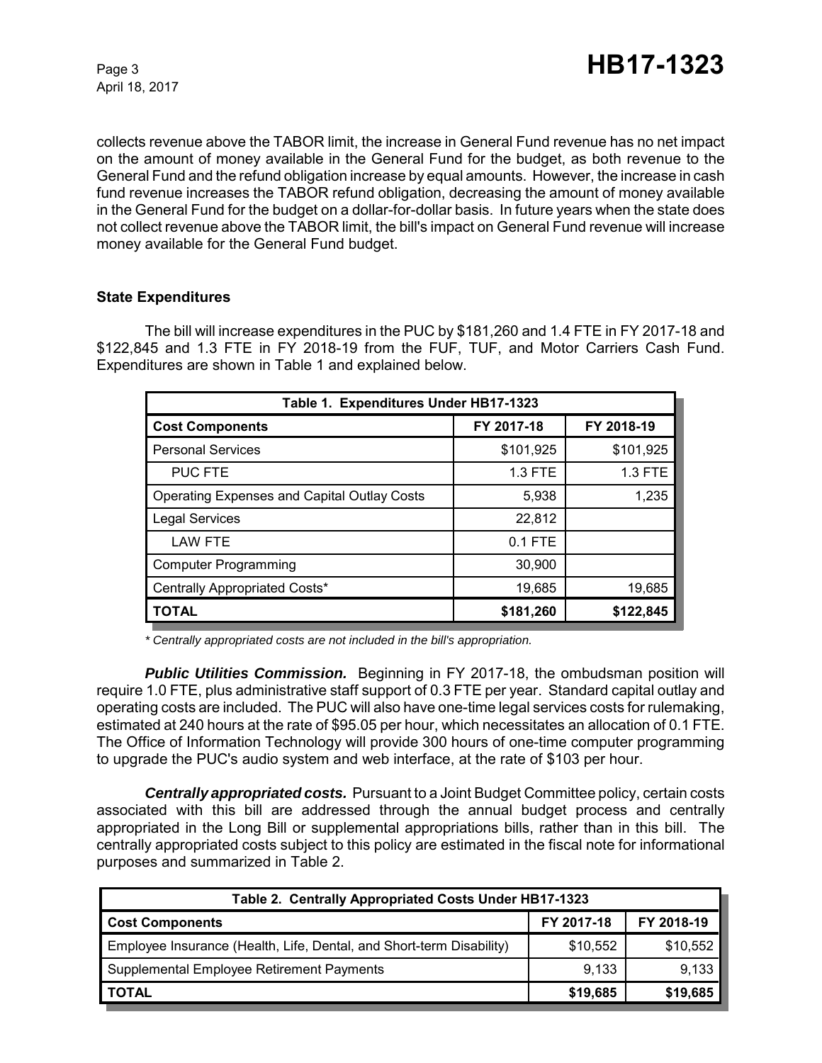collects revenue above the TABOR limit, the increase in General Fund revenue has no net impact on the amount of money available in the General Fund for the budget, as both revenue to the General Fund and the refund obligation increase by equal amounts. However, the increase in cash fund revenue increases the TABOR refund obligation, decreasing the amount of money available in the General Fund for the budget on a dollar-for-dollar basis. In future years when the state does not collect revenue above the TABOR limit, the bill's impact on General Fund revenue will increase money available for the General Fund budget.

### State Expenditures

The bill will increase expenditures in the PUC by $181,260 and 1.4 FTE in FY 2017-18 and $122,845 and 1.3 FTE in FY 2018-19 from the FUF, TUF, and Motor Carriers Cash Fund. Expenditures are shown in Table 1 and explained below.

| Table 1. Expenditures Under HB17-1323 | | |
|---|---|---|
| **Cost Components** | **FY 2017-18** | **FY 2018-19** |
| Personal Services | $101,925 | $101,925 |
| PUC FTE | 1.3 FTE | 1.3 FTE |
| Operating Expenses and Capital Outlay Costs | 5,938 | 1,235 |
| Legal Services | 22,812 | |
| LAW FTE | 0.1 FTE | |
| Computer Programming | 30,900 | |
| Centrally Appropriated Costs* | 19,685 | 19,685 |
| **TOTAL** | **$181,260** | **$122,845** |

*\* Centrally appropriated costs are not included in the bill's appropriation.*

***Public Utilities Commission.*** Beginning in FY 2017-18, the ombudsman position will require 1.0 FTE, plus administrative staff support of 0.3 FTE per year. Standard capital outlay and operating costs are included. The PUC will also have one-time legal services costs for rulemaking, estimated at 240 hours at the rate of $95.05 per hour, which necessitates an allocation of 0.1 FTE. The Office of Information Technology will provide 300 hours of one-time computer programming to upgrade the PUC's audio system and web interface, at the rate of $103 per hour.

***Centrally appropriated costs.*** Pursuant to a Joint Budget Committee policy, certain costs associated with this bill are addressed through the annual budget process and centrally appropriated in the Long Bill or supplemental appropriations bills, rather than in this bill. The centrally appropriated costs subject to this policy are estimated in the fiscal note for informational purposes and summarized in Table 2.

| Table 2. Centrally Appropriated Costs Under HB17-1323 | | |
|---|---|---|
| **Cost Components** | **FY 2017-18** | **FY 2018-19** |
| Employee Insurance (Health, Life, Dental, and Short-term Disability) | $10,552 | $10,552 |
| Supplemental Employee Retirement Payments | 9,133 | 9,133 |
| **TOTAL** | **$19,685** | **$19,685** |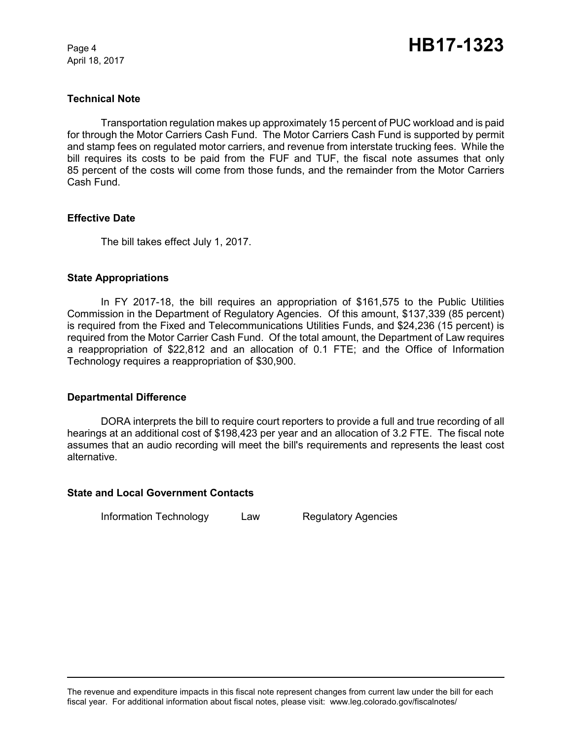## Technical Note

Transportation regulation makes up approximately 15 percent of PUC workload and is paid for through the Motor Carriers Cash Fund. The Motor Carriers Cash Fund is supported by permit and stamp fees on regulated motor carriers, and revenue from interstate trucking fees. While the bill requires its costs to be paid from the FUF and TUF, the fiscal note assumes that only 85 percent of the costs will come from those funds, and the remainder from the Motor Carriers Cash Fund.

## Effective Date

The bill takes effect July 1, 2017.

## State Appropriations

In FY 2017-18, the bill requires an appropriation of $161,575 to the Public Utilities Commission in the Department of Regulatory Agencies. Of this amount, $137,339 (85 percent) is required from the Fixed and Telecommunications Utilities Funds, and $24,236 (15 percent) is required from the Motor Carrier Cash Fund. Of the total amount, the Department of Law requires a reappropriation of $22,812 and an allocation of 0.1 FTE; and the Office of Information Technology requires a reappropriation of $30,900.

## Departmental Difference

DORA interprets the bill to require court reporters to provide a full and true recording of all hearings at an additional cost of $198,423 per year and an allocation of 3.2 FTE. The fiscal note assumes that an audio recording will meet the bill's requirements and represents the least cost alternative.

## State and Local Government Contacts

Information Technology    Law    Regulatory Agencies

The revenue and expenditure impacts in this fiscal note represent changes from current law under the bill for each fiscal year. For additional information about fiscal notes, please visit: www.leg.colorado.gov/fiscalnotes/